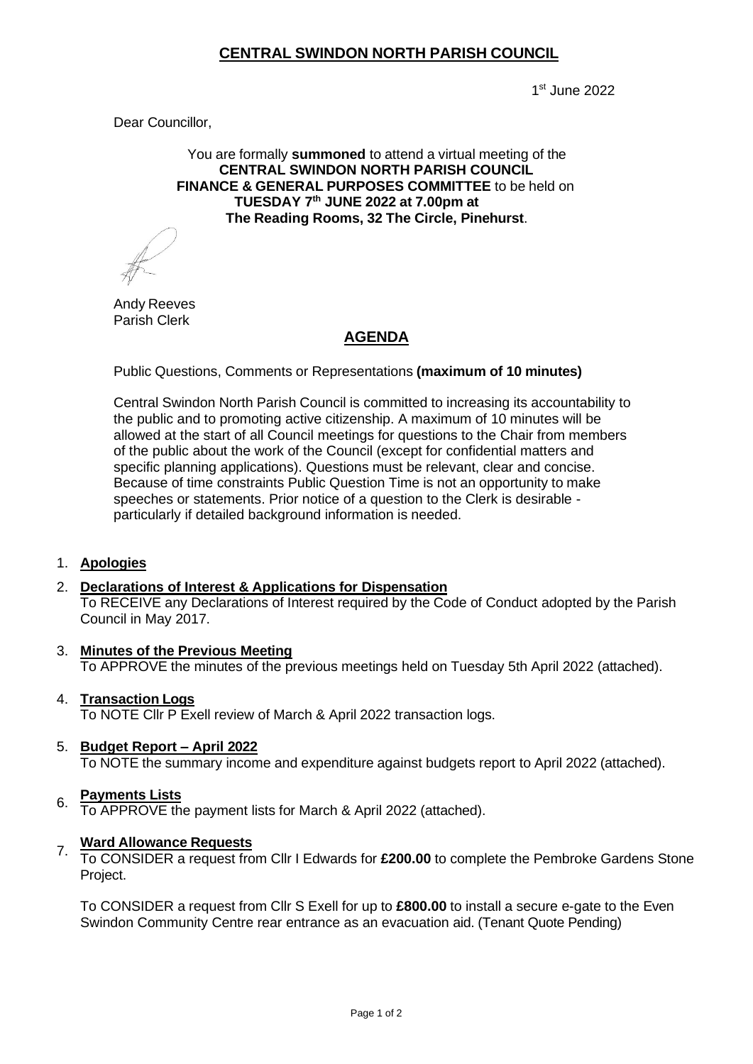# CENTRAL SWINDON NORTH PARISH COUNCIL

1st June 2022

Dear Councillor,

You are formally **summoned** to attend a virtual meeting of the
**CENTRAL SWINDON NORTH PARISH COUNCIL**
**FINANCE & GENERAL PURPOSES COMMITTEE** to be held on
**TUESDAY 7th JUNE 2022 at 7.00pm at**
**The Reading Rooms, 32 The Circle, Pinehurst**.

Andy Reeves
Parish Clerk

## AGENDA

Public Questions, Comments or Representations **(maximum of 10 minutes)**

Central Swindon North Parish Council is committed to increasing its accountability to the public and to promoting active citizenship. A maximum of 10 minutes will be allowed at the start of all Council meetings for questions to the Chair from members of the public about the work of the Council (except for confidential matters and specific planning applications). Questions must be relevant, clear and concise. Because of time constraints Public Question Time is not an opportunity to make speeches or statements. Prior notice of a question to the Clerk is desirable - particularly if detailed background information is needed.

1. **Apologies**

2. **Declarations of Interest & Applications for Dispensation**
   To RECEIVE any Declarations of Interest required by the Code of Conduct adopted by the Parish Council in May 2017.

3. **Minutes of the Previous Meeting**
   To APPROVE the minutes of the previous meetings held on Tuesday 5th April 2022 (attached).

4. **Transaction Logs**
   To NOTE Cllr P Exell review of March & April 2022 transaction logs.

5. **Budget Report – April 2022**
   To NOTE the summary income and expenditure against budgets report to April 2022 (attached).

6. **Payments Lists**
   To APPROVE the payment lists for March & April 2022 (attached).

7. **Ward Allowance Requests**
   To CONSIDER a request from Cllr I Edwards for **£200.00** to complete the Pembroke Gardens Stone Project.

   To CONSIDER a request from Cllr S Exell for up to **£800.00** to install a secure e-gate to the Even Swindon Community Centre rear entrance as an evacuation aid. (Tenant Quote Pending)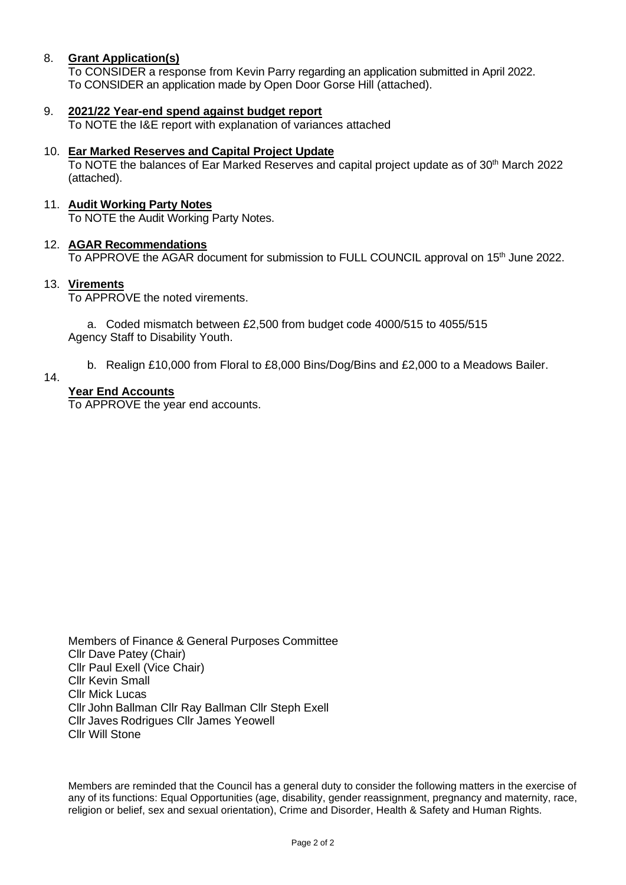8. **Grant Application(s)**
   To CONSIDER a response from Kevin Parry regarding an application submitted in April 2022.
   To CONSIDER an application made by Open Door Gorse Hill (attached).

9. **2021/22 Year-end spend against budget report**
   To NOTE the I&E report with explanation of variances attached

10. **Ear Marked Reserves and Capital Project Update**
    To NOTE the balances of Ear Marked Reserves and capital project update as of 30th March 2022 (attached).

11. **Audit Working Party Notes**
    To NOTE the Audit Working Party Notes.

12. **AGAR Recommendations**
    To APPROVE the AGAR document for submission to FULL COUNCIL approval on 15th June 2022.

13. **Virements**
    To APPROVE the noted virements.

    a. Coded mismatch between £2,500 from budget code 4000/515 to 4055/515 Agency Staff to Disability Youth.

    b. Realign £10,000 from Floral to £8,000 Bins/Dog/Bins and £2,000 to a Meadows Bailer.

14. **Year End Accounts**
    To APPROVE the year end accounts.

Members of Finance & General Purposes Committee
Cllr Dave Patey (Chair)
Cllr Paul Exell (Vice Chair)
Cllr Kevin Small
Cllr Mick Lucas
Cllr John Ballman Cllr Ray Ballman Cllr Steph Exell
Cllr Javes Rodrigues Cllr James Yeowell
Cllr Will Stone

Members are reminded that the Council has a general duty to consider the following matters in the exercise of any of its functions: Equal Opportunities (age, disability, gender reassignment, pregnancy and maternity, race, religion or belief, sex and sexual orientation), Crime and Disorder, Health & Safety and Human Rights.